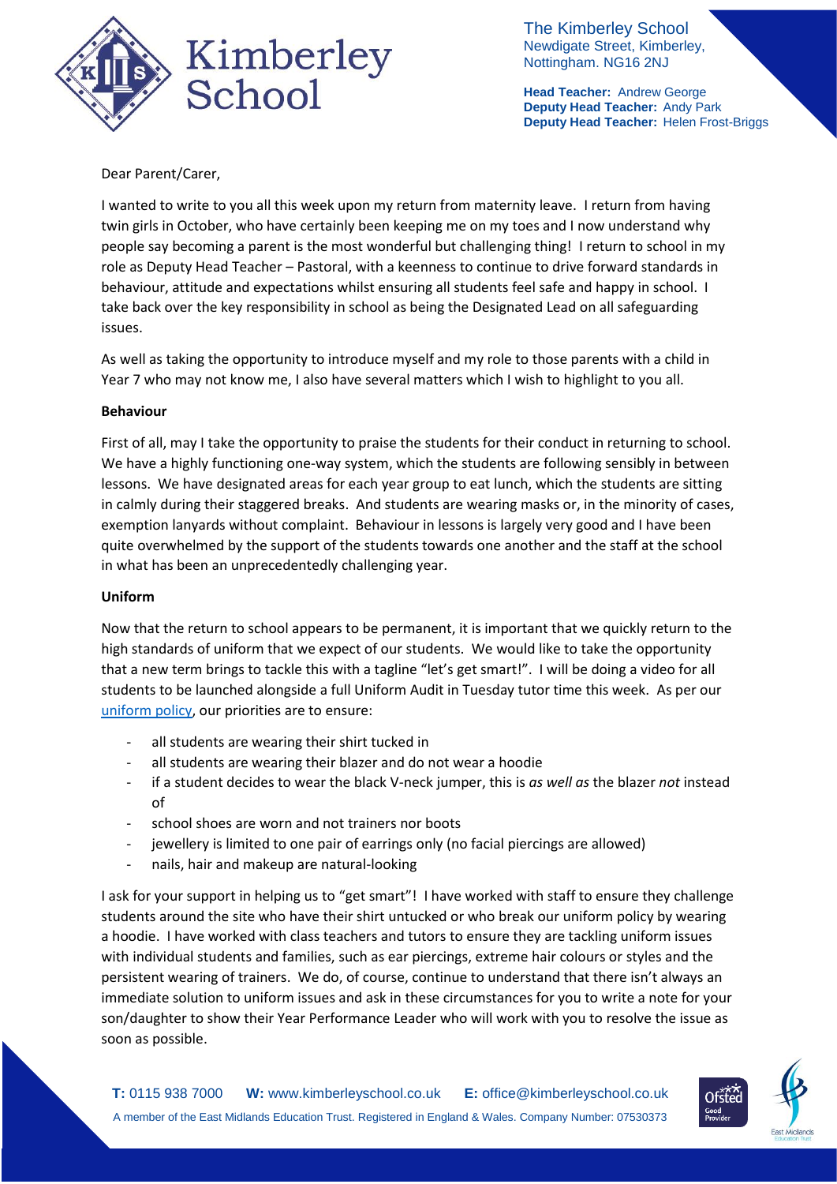The Kimberley School
Newdigate Street, Kimberley,
Nottingham. NG16 2NJ

**Head Teacher:** Andrew George
**Deputy Head Teacher:** Andy Park
**Deputy Head Teacher:** Helen Frost-Briggs

Dear Parent/Carer,

I wanted to write to you all this week upon my return from maternity leave. I return from having twin girls in October, who have certainly been keeping me on my toes and I now understand why people say becoming a parent is the most wonderful but challenging thing! I return to school in my role as Deputy Head Teacher – Pastoral, with a keenness to continue to drive forward standards in behaviour, attitude and expectations whilst ensuring all students feel safe and happy in school. I take back over the key responsibility in school as being the Designated Lead on all safeguarding issues.

As well as taking the opportunity to introduce myself and my role to those parents with a child in Year 7 who may not know me, I also have several matters which I wish to highlight to you all.

**Behaviour**

First of all, may I take the opportunity to praise the students for their conduct in returning to school. We have a highly functioning one-way system, which the students are following sensibly in between lessons. We have designated areas for each year group to eat lunch, which the students are sitting in calmly during their staggered breaks. And students are wearing masks or, in the minority of cases, exemption lanyards without complaint. Behaviour in lessons is largely very good and I have been quite overwhelmed by the support of the students towards one another and the staff at the school in what has been an unprecedentedly challenging year.

**Uniform**

Now that the return to school appears to be permanent, it is important that we quickly return to the high standards of uniform that we expect of our students. We would like to take the opportunity that a new term brings to tackle this with a tagline "let's get smart!". I will be doing a video for all students to be launched alongside a full Uniform Audit in Tuesday tutor time this week. As per our uniform policy, our priorities are to ensure:

- all students are wearing their shirt tucked in
- all students are wearing their blazer and do not wear a hoodie
- if a student decides to wear the black V-neck jumper, this is *as well as* the blazer *not* instead of
- school shoes are worn and not trainers nor boots
- jewellery is limited to one pair of earrings only (no facial piercings are allowed)
- nails, hair and makeup are natural-looking

I ask for your support in helping us to "get smart"! I have worked with staff to ensure they challenge students around the site who have their shirt untucked or who break our uniform policy by wearing a hoodie. I have worked with class teachers and tutors to ensure they are tackling uniform issues with individual students and families, such as ear piercings, extreme hair colours or styles and the persistent wearing of trainers. We do, of course, continue to understand that there isn't always an immediate solution to uniform issues and ask in these circumstances for you to write a note for your son/daughter to show their Year Performance Leader who will work with you to resolve the issue as soon as possible.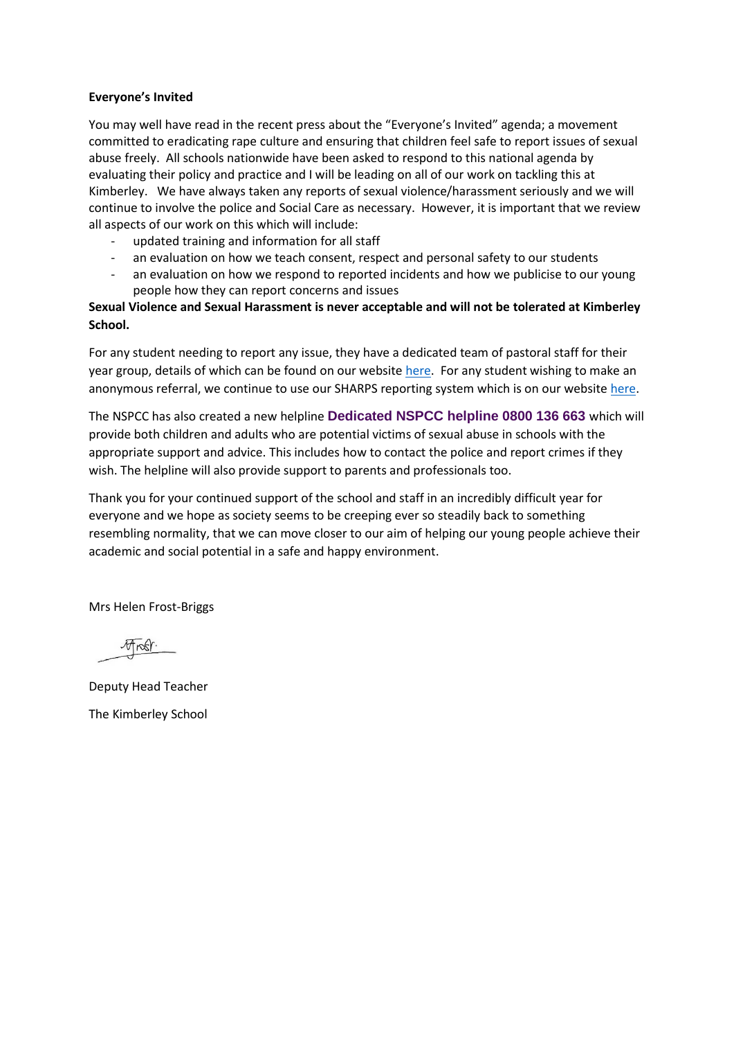**Everyone's Invited**

You may well have read in the recent press about the "Everyone's Invited" agenda; a movement committed to eradicating rape culture and ensuring that children feel safe to report issues of sexual abuse freely. All schools nationwide have been asked to respond to this national agenda by evaluating their policy and practice and I will be leading on all of our work on tackling this at Kimberley. We have always taken any reports of sexual violence/harassment seriously and we will continue to involve the police and Social Care as necessary. However, it is important that we review all aspects of our work on this which will include:

- updated training and information for all staff
- an evaluation on how we teach consent, respect and personal safety to our students
- an evaluation on how we respond to reported incidents and how we publicise to our young people how they can report concerns and issues

**Sexual Violence and Sexual Harassment is never acceptable and will not be tolerated at Kimberley School.**

For any student needing to report any issue, they have a dedicated team of pastoral staff for their year group, details of which can be found on our website here. For any student wishing to make an anonymous referral, we continue to use our SHARPS reporting system which is on our website here.

The NSPCC has also created a new helpline **Dedicated NSPCC helpline 0800 136 663** which will provide both children and adults who are potential victims of sexual abuse in schools with the appropriate support and advice. This includes how to contact the police and report crimes if they wish. The helpline will also provide support to parents and professionals too.

Thank you for your continued support of the school and staff in an incredibly difficult year for everyone and we hope as society seems to be creeping ever so steadily back to something resembling normality, that we can move closer to our aim of helping our young people achieve their academic and social potential in a safe and happy environment.

Mrs Helen Frost-Briggs

Deputy Head Teacher

The Kimberley School